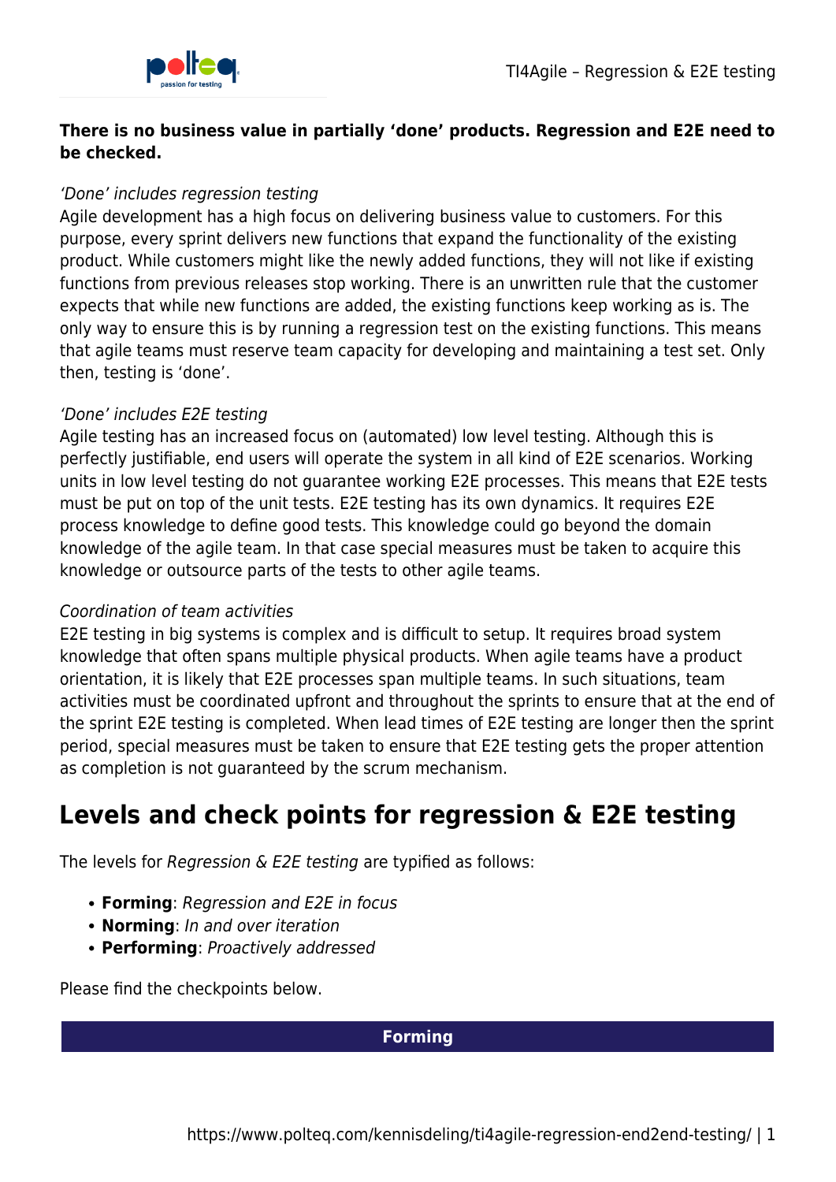**There is no business value in partially 'done' products. Regression and E2E need to be checked.**

*'Done' includes regression testing*

Agile development has a high focus on delivering business value to customers. For this purpose, every sprint delivers new functions that expand the functionality of the existing product. While customers might like the newly added functions, they will not like if existing functions from previous releases stop working. There is an unwritten rule that the customer expects that while new functions are added, the existing functions keep working as is. The only way to ensure this is by running a regression test on the existing functions. This means that agile teams must reserve team capacity for developing and maintaining a test set. Only then, testing is 'done'.

*'Done' includes E2E testing*

Agile testing has an increased focus on (automated) low level testing. Although this is perfectly justifiable, end users will operate the system in all kind of E2E scenarios. Working units in low level testing do not guarantee working E2E processes. This means that E2E tests must be put on top of the unit tests. E2E testing has its own dynamics. It requires E2E process knowledge to define good tests. This knowledge could go beyond the domain knowledge of the agile team. In that case special measures must be taken to acquire this knowledge or outsource parts of the tests to other agile teams.

*Coordination of team activities*

E2E testing in big systems is complex and is difficult to setup. It requires broad system knowledge that often spans multiple physical products. When agile teams have a product orientation, it is likely that E2E processes span multiple teams. In such situations, team activities must be coordinated upfront and throughout the sprints to ensure that at the end of the sprint E2E testing is completed. When lead times of E2E testing are longer then the sprint period, special measures must be taken to ensure that E2E testing gets the proper attention as completion is not guaranteed by the scrum mechanism.

## Levels and check points for regression & E2E testing

The levels for *Regression & E2E testing* are typified as follows:

- **Forming**: *Regression and E2E in focus*
- **Norming**: *In and over iteration*
- **Performing**: *Proactively addressed*

Please find the checkpoints below.

| Forming |
| --- |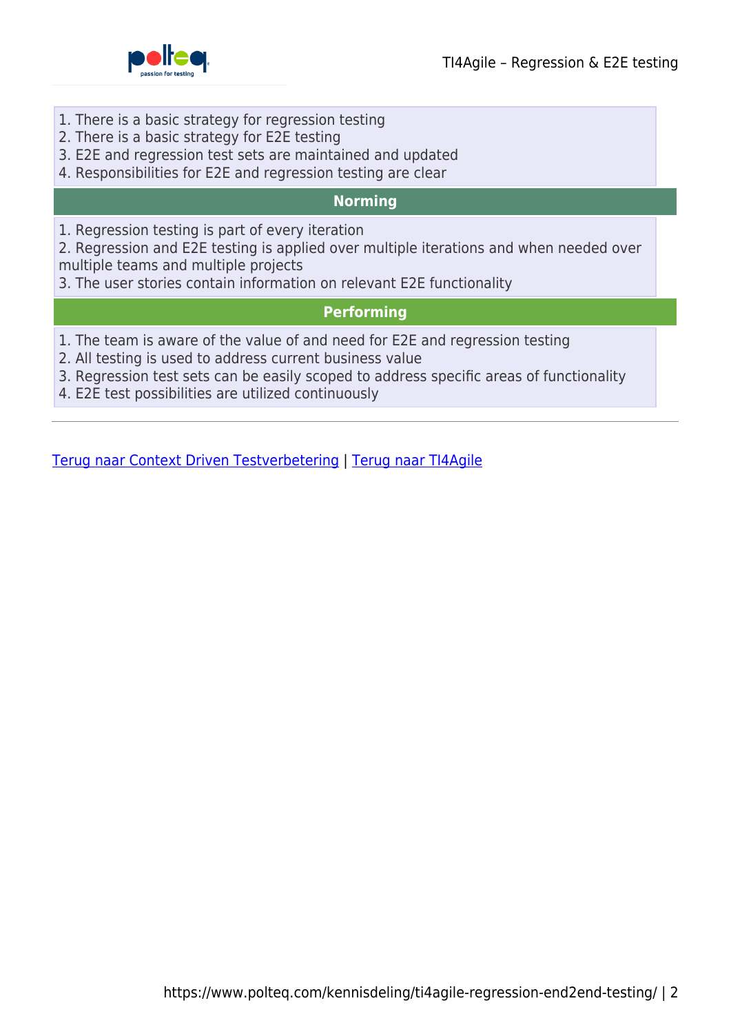1. There is a basic strategy for regression testing
2. There is a basic strategy for E2E testing
3. E2E and regression test sets are maintained and updated
4. Responsibilities for E2E and regression testing are clear

### Norming

1. Regression testing is part of every iteration
2. Regression and E2E testing is applied over multiple iterations and when needed over multiple teams and multiple projects
3. The user stories contain information on relevant E2E functionality

### Performing

1. The team is aware of the value of and need for E2E and regression testing
2. All testing is used to address current business value
3. Regression test sets can be easily scoped to address specific areas of functionality
4. E2E test possibilities are utilized continuously

---

Terug naar Context Driven Testverbetering | Terug naar TI4Agile